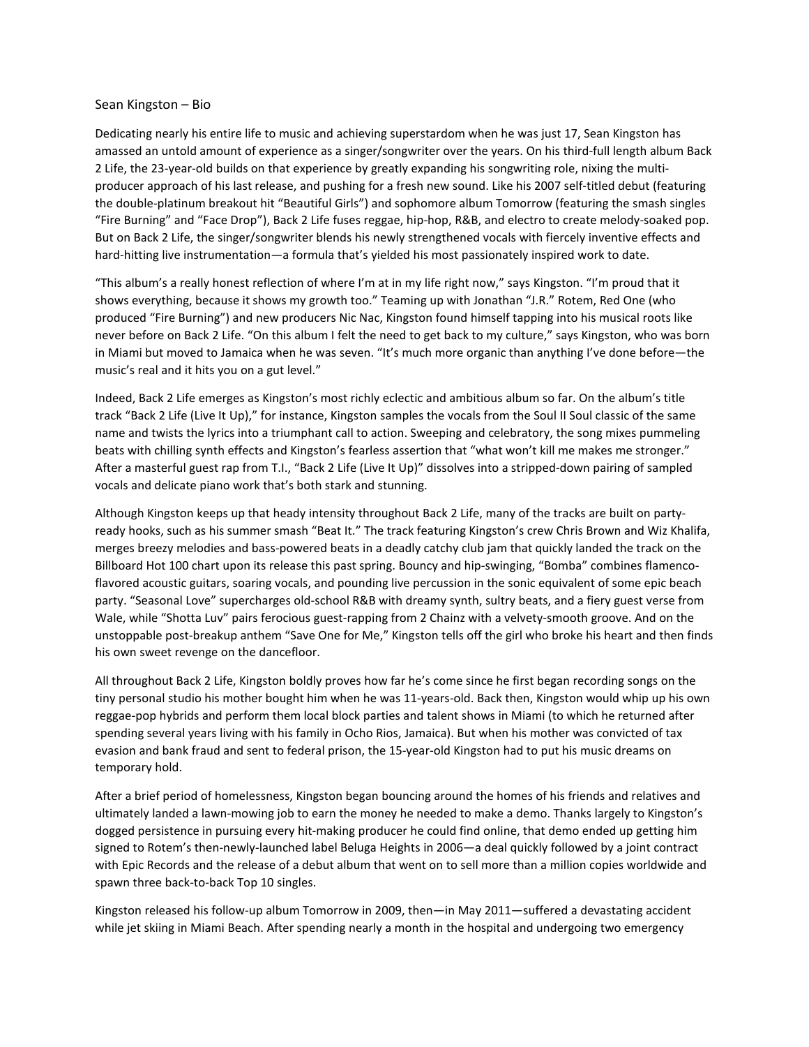Sean Kingston – Bio

Dedicating nearly his entire life to music and achieving superstardom when he was just 17, Sean Kingston has amassed an untold amount of experience as a singer/songwriter over the years. On his third-full length album Back 2 Life, the 23-year-old builds on that experience by greatly expanding his songwriting role, nixing the multi-producer approach of his last release, and pushing for a fresh new sound. Like his 2007 self-titled debut (featuring the double-platinum breakout hit "Beautiful Girls") and sophomore album Tomorrow (featuring the smash singles "Fire Burning" and "Face Drop"), Back 2 Life fuses reggae, hip-hop, R&B, and electro to create melody-soaked pop. But on Back 2 Life, the singer/songwriter blends his newly strengthened vocals with fiercely inventive effects and hard-hitting live instrumentation—a formula that's yielded his most passionately inspired work to date.

"This album's a really honest reflection of where I'm at in my life right now," says Kingston. "I'm proud that it shows everything, because it shows my growth too." Teaming up with Jonathan "J.R." Rotem, Red One (who produced "Fire Burning") and new producers Nic Nac, Kingston found himself tapping into his musical roots like never before on Back 2 Life. "On this album I felt the need to get back to my culture," says Kingston, who was born in Miami but moved to Jamaica when he was seven. "It's much more organic than anything I've done before—the music's real and it hits you on a gut level."

Indeed, Back 2 Life emerges as Kingston's most richly eclectic and ambitious album so far. On the album's title track "Back 2 Life (Live It Up)," for instance, Kingston samples the vocals from the Soul II Soul classic of the same name and twists the lyrics into a triumphant call to action. Sweeping and celebratory, the song mixes pummeling beats with chilling synth effects and Kingston's fearless assertion that "what won't kill me makes me stronger." After a masterful guest rap from T.I., "Back 2 Life (Live It Up)" dissolves into a stripped-down pairing of sampled vocals and delicate piano work that's both stark and stunning.

Although Kingston keeps up that heady intensity throughout Back 2 Life, many of the tracks are built on party-ready hooks, such as his summer smash "Beat It." The track featuring Kingston's crew Chris Brown and Wiz Khalifa, merges breezy melodies and bass-powered beats in a deadly catchy club jam that quickly landed the track on the Billboard Hot 100 chart upon its release this past spring. Bouncy and hip-swinging, "Bomba" combines flamenco-flavored acoustic guitars, soaring vocals, and pounding live percussion in the sonic equivalent of some epic beach party. "Seasonal Love" supercharges old-school R&B with dreamy synth, sultry beats, and a fiery guest verse from Wale, while "Shotta Luv" pairs ferocious guest-rapping from 2 Chainz with a velvety-smooth groove. And on the unstoppable post-breakup anthem "Save One for Me," Kingston tells off the girl who broke his heart and then finds his own sweet revenge on the dancefloor.

All throughout Back 2 Life, Kingston boldly proves how far he's come since he first began recording songs on the tiny personal studio his mother bought him when he was 11-years-old. Back then, Kingston would whip up his own reggae-pop hybrids and perform them local block parties and talent shows in Miami (to which he returned after spending several years living with his family in Ocho Rios, Jamaica). But when his mother was convicted of tax evasion and bank fraud and sent to federal prison, the 15-year-old Kingston had to put his music dreams on temporary hold.

After a brief period of homelessness, Kingston began bouncing around the homes of his friends and relatives and ultimately landed a lawn-mowing job to earn the money he needed to make a demo. Thanks largely to Kingston's dogged persistence in pursuing every hit-making producer he could find online, that demo ended up getting him signed to Rotem's then-newly-launched label Beluga Heights in 2006—a deal quickly followed by a joint contract with Epic Records and the release of a debut album that went on to sell more than a million copies worldwide and spawn three back-to-back Top 10 singles.

Kingston released his follow-up album Tomorrow in 2009, then—in May 2011—suffered a devastating accident while jet skiing in Miami Beach. After spending nearly a month in the hospital and undergoing two emergency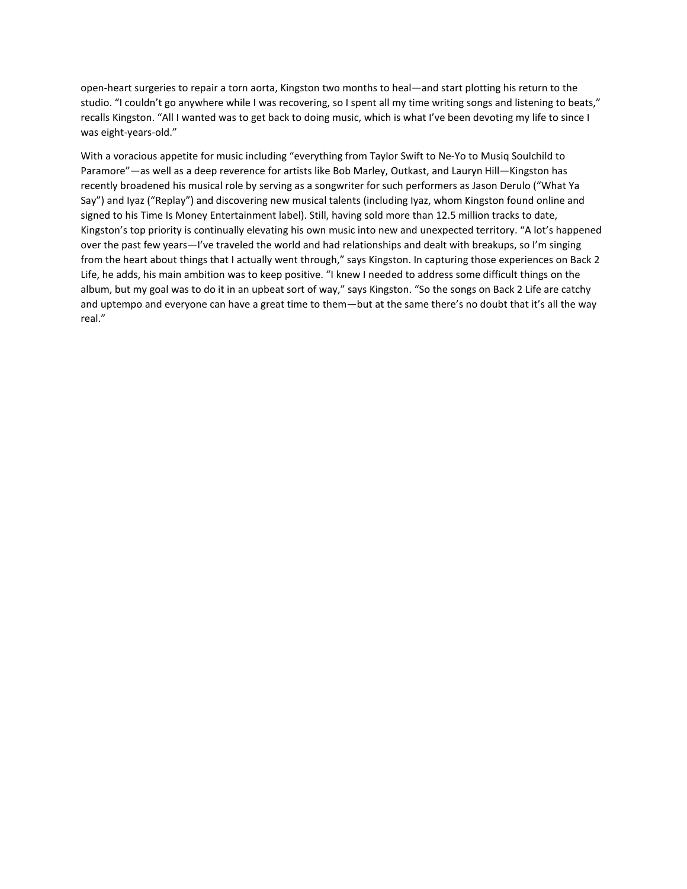open-heart surgeries to repair a torn aorta, Kingston two months to heal—and start plotting his return to the studio. "I couldn't go anywhere while I was recovering, so I spent all my time writing songs and listening to beats," recalls Kingston. "All I wanted was to get back to doing music, which is what I've been devoting my life to since I was eight-years-old."

With a voracious appetite for music including "everything from Taylor Swift to Ne-Yo to Musiq Soulchild to Paramore"—as well as a deep reverence for artists like Bob Marley, Outkast, and Lauryn Hill—Kingston has recently broadened his musical role by serving as a songwriter for such performers as Jason Derulo ("What Ya Say") and Iyaz ("Replay") and discovering new musical talents (including Iyaz, whom Kingston found online and signed to his Time Is Money Entertainment label). Still, having sold more than 12.5 million tracks to date, Kingston's top priority is continually elevating his own music into new and unexpected territory. "A lot's happened over the past few years—I've traveled the world and had relationships and dealt with breakups, so I'm singing from the heart about things that I actually went through," says Kingston. In capturing those experiences on Back 2 Life, he adds, his main ambition was to keep positive. "I knew I needed to address some difficult things on the album, but my goal was to do it in an upbeat sort of way," says Kingston. "So the songs on Back 2 Life are catchy and uptempo and everyone can have a great time to them—but at the same there's no doubt that it's all the way real."